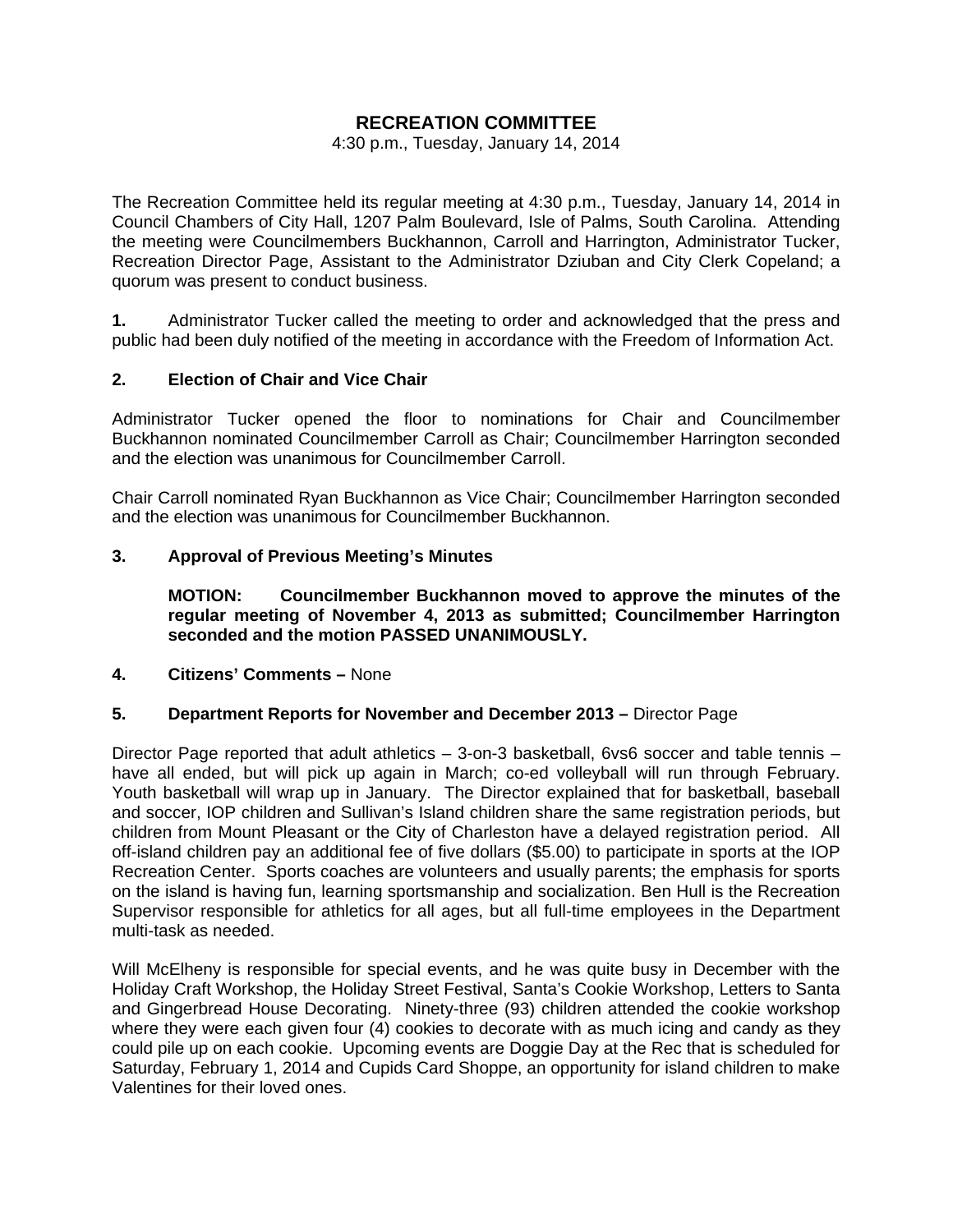# RECREATION COMMITTEE

4:30 p.m., Tuesday, January 14, 2014

The Recreation Committee held its regular meeting at 4:30 p.m., Tuesday, January 14, 2014 in Council Chambers of City Hall, 1207 Palm Boulevard, Isle of Palms, South Carolina. Attending the meeting were Councilmembers Buckhannon, Carroll and Harrington, Administrator Tucker, Recreation Director Page, Assistant to the Administrator Dziuban and City Clerk Copeland; a quorum was present to conduct business.

**1.** Administrator Tucker called the meeting to order and acknowledged that the press and public had been duly notified of the meeting in accordance with the Freedom of Information Act.

**2. Election of Chair and Vice Chair**

Administrator Tucker opened the floor to nominations for Chair and Councilmember Buckhannon nominated Councilmember Carroll as Chair; Councilmember Harrington seconded and the election was unanimous for Councilmember Carroll.

Chair Carroll nominated Ryan Buckhannon as Vice Chair; Councilmember Harrington seconded and the election was unanimous for Councilmember Buckhannon.

**3. Approval of Previous Meeting's Minutes**

**MOTION: Councilmember Buckhannon moved to approve the minutes of the regular meeting of November 4, 2013 as submitted; Councilmember Harrington seconded and the motion PASSED UNANIMOUSLY.**

**4. Citizens' Comments –** None

**5. Department Reports for November and December 2013 –** Director Page

Director Page reported that adult athletics – 3-on-3 basketball, 6vs6 soccer and table tennis – have all ended, but will pick up again in March; co-ed volleyball will run through February. Youth basketball will wrap up in January. The Director explained that for basketball, baseball and soccer, IOP children and Sullivan's Island children share the same registration periods, but children from Mount Pleasant or the City of Charleston have a delayed registration period. All off-island children pay an additional fee of five dollars ($5.00) to participate in sports at the IOP Recreation Center. Sports coaches are volunteers and usually parents; the emphasis for sports on the island is having fun, learning sportsmanship and socialization. Ben Hull is the Recreation Supervisor responsible for athletics for all ages, but all full-time employees in the Department multi-task as needed.

Will McElheny is responsible for special events, and he was quite busy in December with the Holiday Craft Workshop, the Holiday Street Festival, Santa's Cookie Workshop, Letters to Santa and Gingerbread House Decorating. Ninety-three (93) children attended the cookie workshop where they were each given four (4) cookies to decorate with as much icing and candy as they could pile up on each cookie. Upcoming events are Doggie Day at the Rec that is scheduled for Saturday, February 1, 2014 and Cupids Card Shoppe, an opportunity for island children to make Valentines for their loved ones.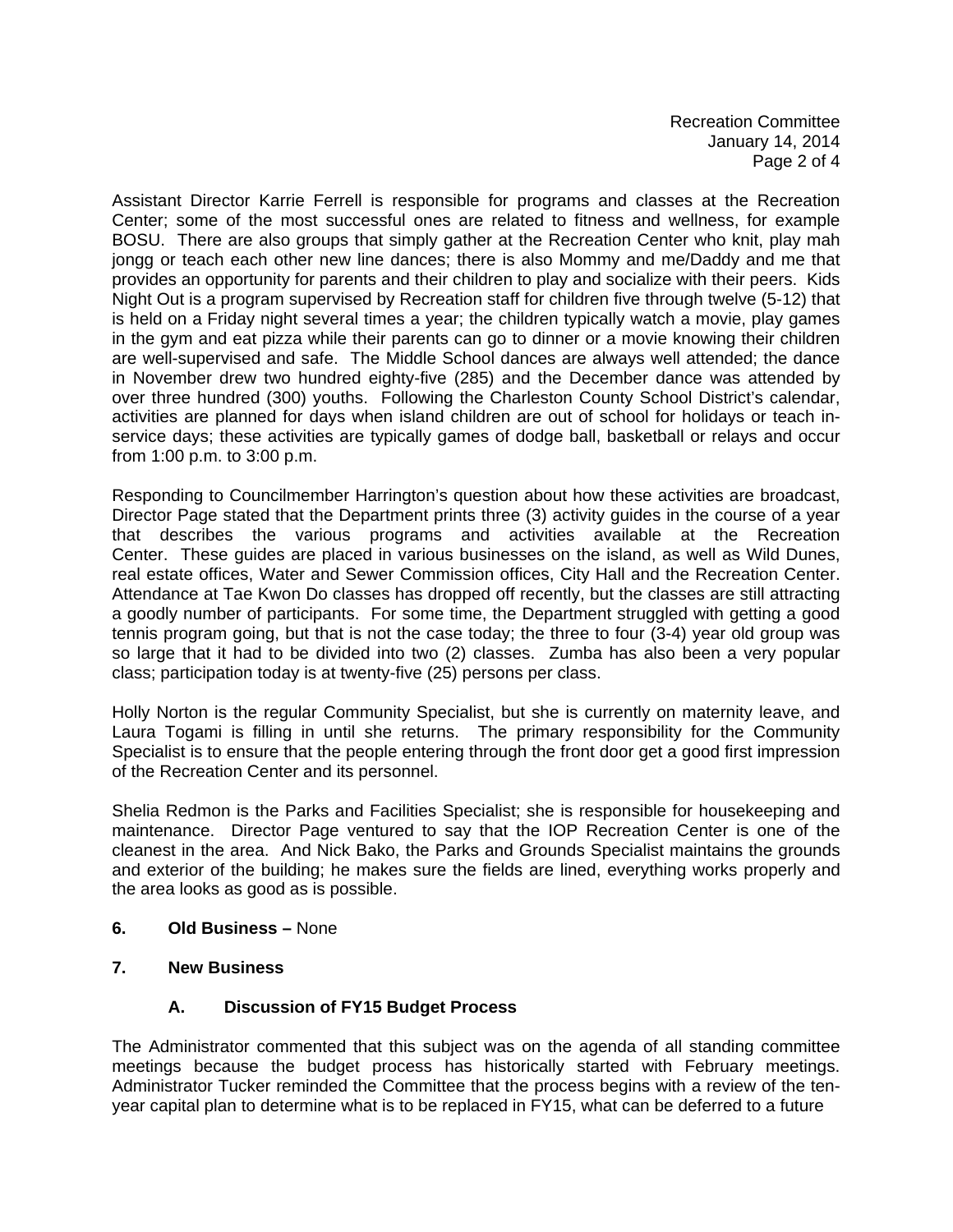Assistant Director Karrie Ferrell is responsible for programs and classes at the Recreation Center; some of the most successful ones are related to fitness and wellness, for example BOSU. There are also groups that simply gather at the Recreation Center who knit, play mah jongg or teach each other new line dances; there is also Mommy and me/Daddy and me that provides an opportunity for parents and their children to play and socialize with their peers. Kids Night Out is a program supervised by Recreation staff for children five through twelve (5-12) that is held on a Friday night several times a year; the children typically watch a movie, play games in the gym and eat pizza while their parents can go to dinner or a movie knowing their children are well-supervised and safe. The Middle School dances are always well attended; the dance in November drew two hundred eighty-five (285) and the December dance was attended by over three hundred (300) youths. Following the Charleston County School District's calendar, activities are planned for days when island children are out of school for holidays or teach in-service days; these activities are typically games of dodge ball, basketball or relays and occur from 1:00 p.m. to 3:00 p.m.

Responding to Councilmember Harrington's question about how these activities are broadcast, Director Page stated that the Department prints three (3) activity guides in the course of a year that describes the various programs and activities available at the Recreation Center. These guides are placed in various businesses on the island, as well as Wild Dunes, real estate offices, Water and Sewer Commission offices, City Hall and the Recreation Center. Attendance at Tae Kwon Do classes has dropped off recently, but the classes are still attracting a goodly number of participants. For some time, the Department struggled with getting a good tennis program going, but that is not the case today; the three to four (3-4) year old group was so large that it had to be divided into two (2) classes. Zumba has also been a very popular class; participation today is at twenty-five (25) persons per class.

Holly Norton is the regular Community Specialist, but she is currently on maternity leave, and Laura Togami is filling in until she returns. The primary responsibility for the Community Specialist is to ensure that the people entering through the front door get a good first impression of the Recreation Center and its personnel.

Shelia Redmon is the Parks and Facilities Specialist; she is responsible for housekeeping and maintenance. Director Page ventured to say that the IOP Recreation Center is one of the cleanest in the area. And Nick Bako, the Parks and Grounds Specialist maintains the grounds and exterior of the building; he makes sure the fields are lined, everything works properly and the area looks as good as is possible.

**6. Old Business –** None

**7. New Business**

**A. Discussion of FY15 Budget Process**

The Administrator commented that this subject was on the agenda of all standing committee meetings because the budget process has historically started with February meetings. Administrator Tucker reminded the Committee that the process begins with a review of the ten-year capital plan to determine what is to be replaced in FY15, what can be deferred to a future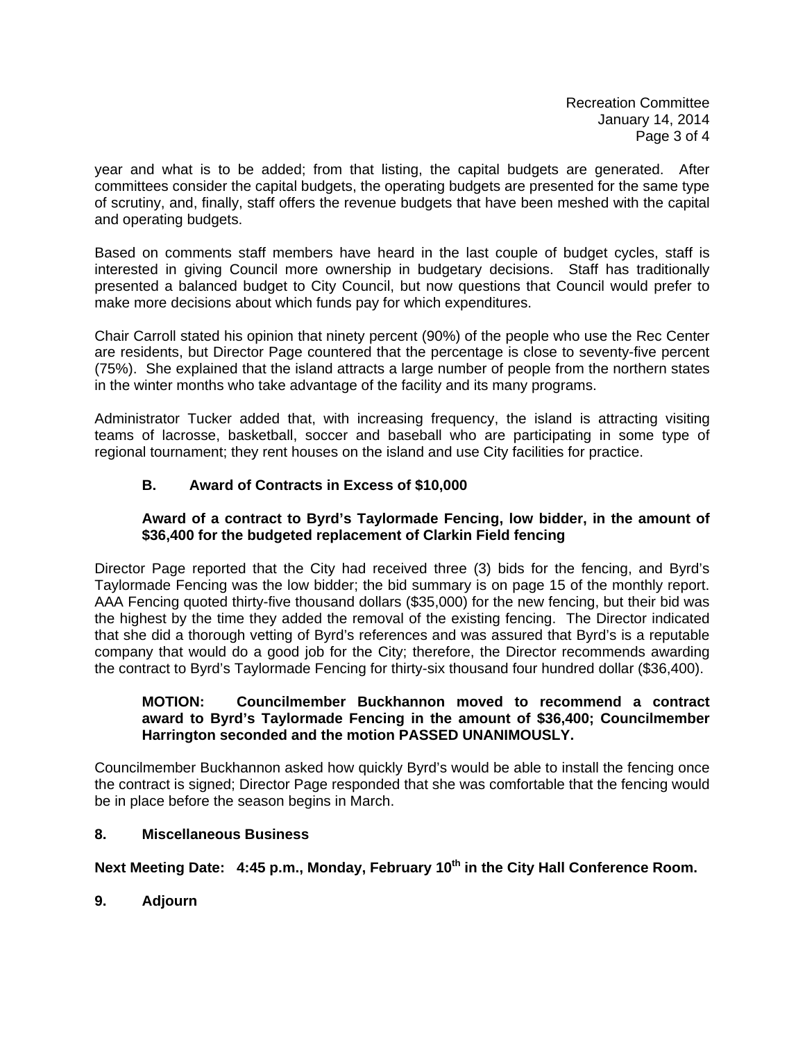year and what is to be added; from that listing, the capital budgets are generated. After committees consider the capital budgets, the operating budgets are presented for the same type of scrutiny, and, finally, staff offers the revenue budgets that have been meshed with the capital and operating budgets.

Based on comments staff members have heard in the last couple of budget cycles, staff is interested in giving Council more ownership in budgetary decisions. Staff has traditionally presented a balanced budget to City Council, but now questions that Council would prefer to make more decisions about which funds pay for which expenditures.

Chair Carroll stated his opinion that ninety percent (90%) of the people who use the Rec Center are residents, but Director Page countered that the percentage is close to seventy-five percent (75%). She explained that the island attracts a large number of people from the northern states in the winter months who take advantage of the facility and its many programs.

Administrator Tucker added that, with increasing frequency, the island is attracting visiting teams of lacrosse, basketball, soccer and baseball who are participating in some type of regional tournament; they rent houses on the island and use City facilities for practice.

**B. Award of Contracts in Excess of $10,000**

**Award of a contract to Byrd's Taylormade Fencing, low bidder, in the amount of $36,400 for the budgeted replacement of Clarkin Field fencing**

Director Page reported that the City had received three (3) bids for the fencing, and Byrd's Taylormade Fencing was the low bidder; the bid summary is on page 15 of the monthly report. AAA Fencing quoted thirty-five thousand dollars ($35,000) for the new fencing, but their bid was the highest by the time they added the removal of the existing fencing. The Director indicated that she did a thorough vetting of Byrd's references and was assured that Byrd's is a reputable company that would do a good job for the City; therefore, the Director recommends awarding the contract to Byrd's Taylormade Fencing for thirty-six thousand four hundred dollar ($36,400).

**MOTION: Councilmember Buckhannon moved to recommend a contract award to Byrd's Taylormade Fencing in the amount of $36,400; Councilmember Harrington seconded and the motion PASSED UNANIMOUSLY.**

Councilmember Buckhannon asked how quickly Byrd's would be able to install the fencing once the contract is signed; Director Page responded that she was comfortable that the fencing would be in place before the season begins in March.

**8. Miscellaneous Business**

**Next Meeting Date: 4:45 p.m., Monday, February 10th in the City Hall Conference Room.**

**9. Adjourn**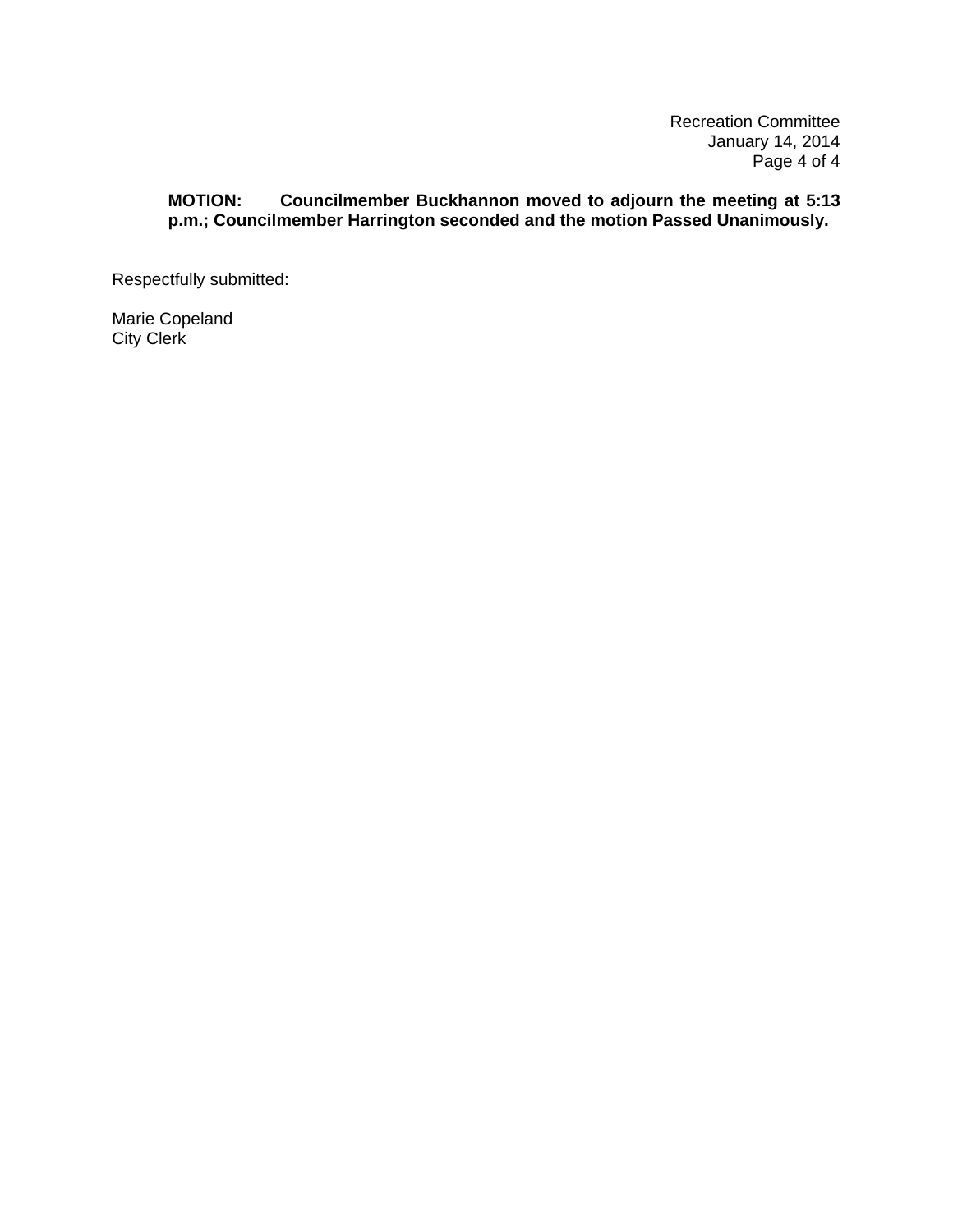**MOTION: Councilmember Buckhannon moved to adjourn the meeting at 5:13 p.m.; Councilmember Harrington seconded and the motion Passed Unanimously.**

Respectfully submitted:

Marie Copeland
City Clerk